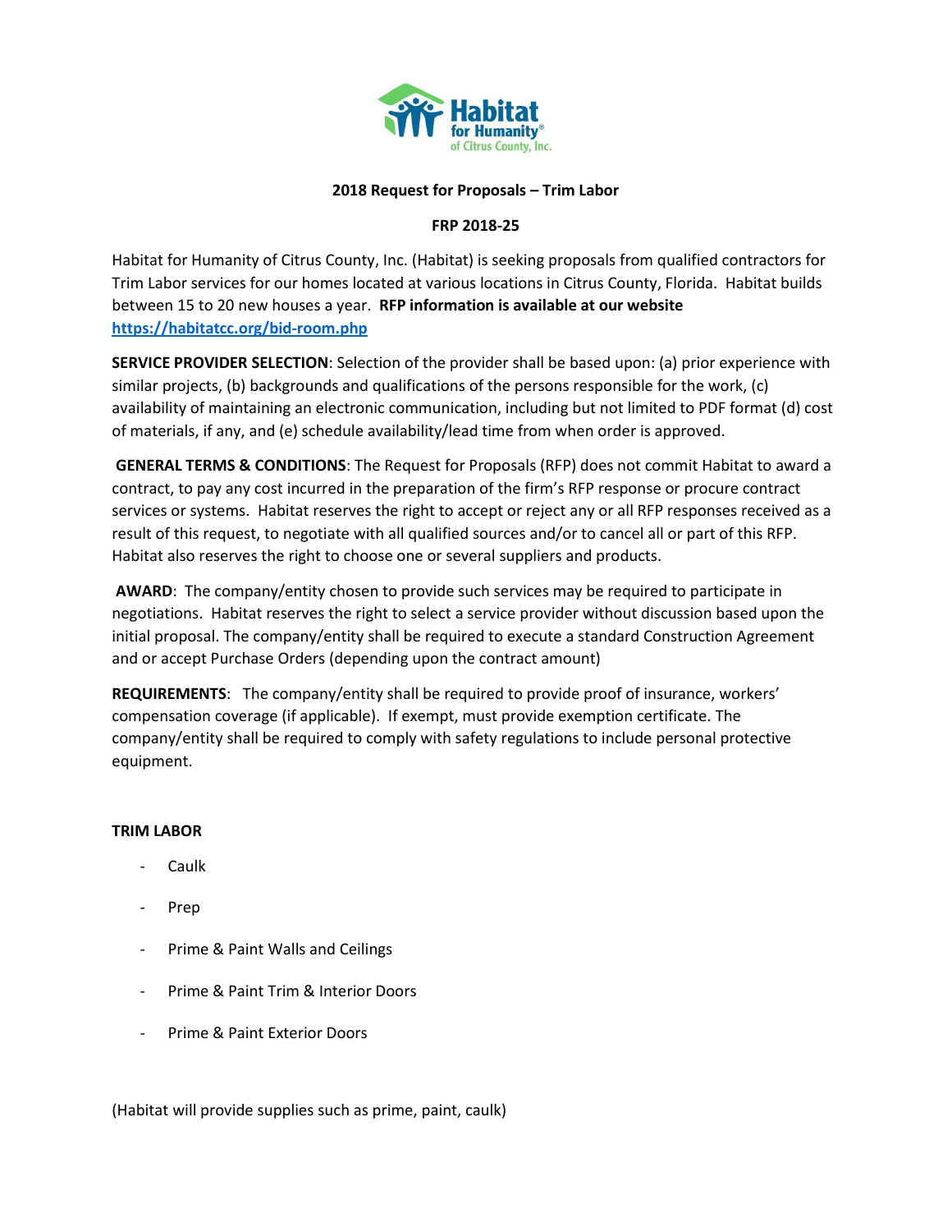Habitat for Humanity® of Citrus County, Inc.

**2018 Request for Proposals – Trim Labor**

**FRP 2018-25**

Habitat for Humanity of Citrus County, Inc. (Habitat) is seeking proposals from qualified contractors for Trim Labor services for our homes located at various locations in Citrus County, Florida. Habitat builds between 15 to 20 new houses a year. **RFP information is available at our website https://habitatcc.org/bid-room.php**

**SERVICE PROVIDER SELECTION**: Selection of the provider shall be based upon: (a) prior experience with similar projects, (b) backgrounds and qualifications of the persons responsible for the work, (c) availability of maintaining an electronic communication, including but not limited to PDF format (d) cost of materials, if any, and (e) schedule availability/lead time from when order is approved.

**GENERAL TERMS & CONDITIONS**: The Request for Proposals (RFP) does not commit Habitat to award a contract, to pay any cost incurred in the preparation of the firm's RFP response or procure contract services or systems. Habitat reserves the right to accept or reject any or all RFP responses received as a result of this request, to negotiate with all qualified sources and/or to cancel all or part of this RFP. Habitat also reserves the right to choose one or several suppliers and products.

**AWARD**: The company/entity chosen to provide such services may be required to participate in negotiations. Habitat reserves the right to select a service provider without discussion based upon the initial proposal. The company/entity shall be required to execute a standard Construction Agreement and or accept Purchase Orders (depending upon the contract amount)

**REQUIREMENTS**: The company/entity shall be required to provide proof of insurance, workers' compensation coverage (if applicable). If exempt, must provide exemption certificate. The company/entity shall be required to comply with safety regulations to include personal protective equipment.

**TRIM LABOR**

- Caulk
- Prep
- Prime & Paint Walls and Ceilings
- Prime & Paint Trim & Interior Doors
- Prime & Paint Exterior Doors

(Habitat will provide supplies such as prime, paint, caulk)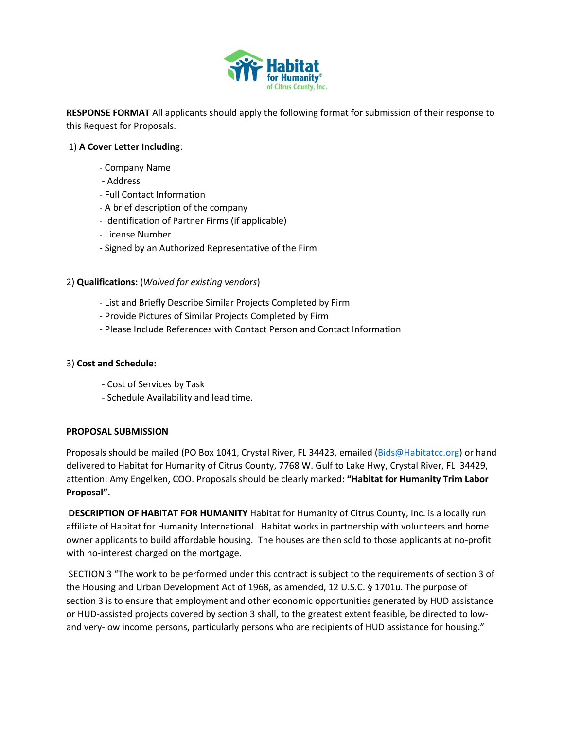**RESPONSE FORMAT** All applicants should apply the following format for submission of their response to this Request for Proposals.

1) **A Cover Letter Including**:

- Company Name
- Address
- Full Contact Information
- A brief description of the company
- Identification of Partner Firms (if applicable)
- License Number
- Signed by an Authorized Representative of the Firm

2) **Qualifications:** (*Waived for existing vendors*)

- List and Briefly Describe Similar Projects Completed by Firm
- Provide Pictures of Similar Projects Completed by Firm
- Please Include References with Contact Person and Contact Information

3) **Cost and Schedule:**

- Cost of Services by Task
- Schedule Availability and lead time.

**PROPOSAL SUBMISSION**

Proposals should be mailed (PO Box 1041, Crystal River, FL 34423, emailed (Bids@Habitatcc.org) or hand delivered to Habitat for Humanity of Citrus County, 7768 W. Gulf to Lake Hwy, Crystal River, FL 34429, attention: Amy Engelken, COO. Proposals should be clearly marked**: "Habitat for Humanity Trim Labor Proposal".**

**DESCRIPTION OF HABITAT FOR HUMANITY** Habitat for Humanity of Citrus County, Inc. is a locally run affiliate of Habitat for Humanity International. Habitat works in partnership with volunteers and home owner applicants to build affordable housing. The houses are then sold to those applicants at no-profit with no-interest charged on the mortgage.

SECTION 3 "The work to be performed under this contract is subject to the requirements of section 3 of the Housing and Urban Development Act of 1968, as amended, 12 U.S.C. § 1701u. The purpose of section 3 is to ensure that employment and other economic opportunities generated by HUD assistance or HUD-assisted projects covered by section 3 shall, to the greatest extent feasible, be directed to low- and very-low income persons, particularly persons who are recipients of HUD assistance for housing."